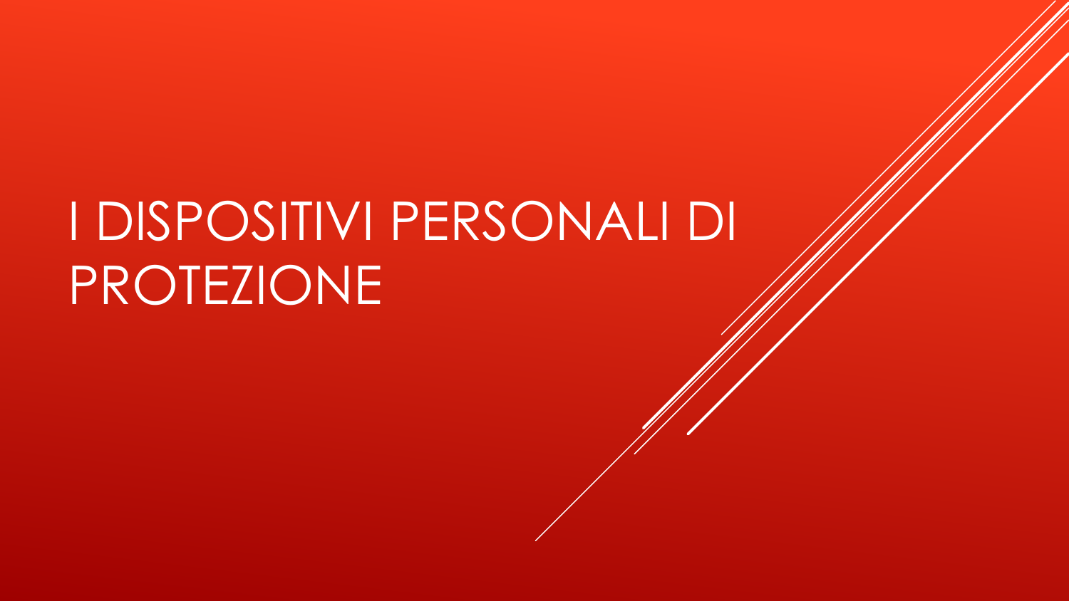# I DISPOSITIVI PERSONALI DI PROTEZIONE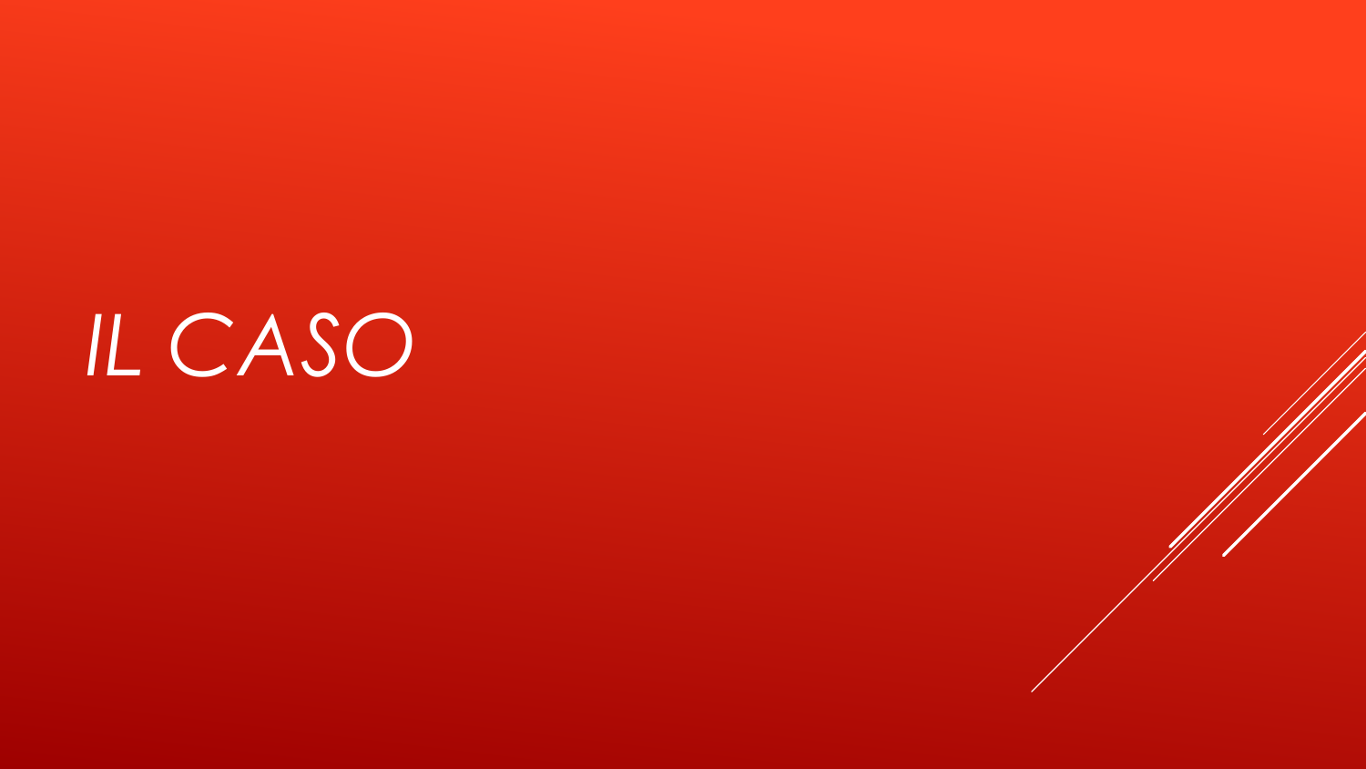# *IL CASO*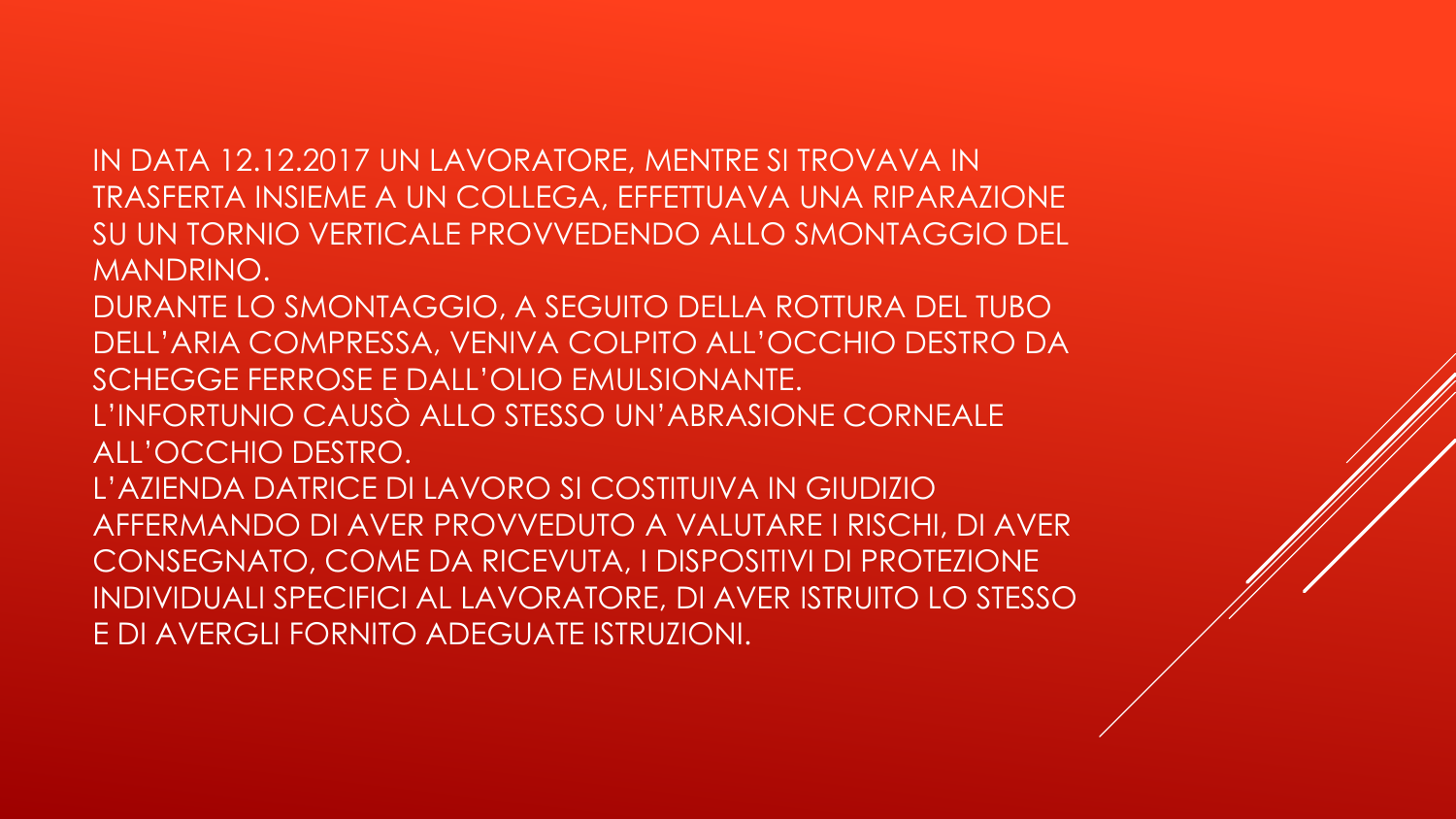IN DATA 12.12.2017 UN LAVORATORE, MENTRE SI TROVAVA IN TRASFERTA INSIEME A UN COLLEGA, EFFETTUAVA UNA RIPARAZIONE SU UN TORNIO VERTICALE PROVVEDENDO ALLO SMONTAGGIO DEL MANDRINO.

DURANTE LO SMONTAGGIO, A SEGUITO DELLA ROTTURA DEL TUBO DELL'ARIA COMPRESSA, VENIVA COLPITO ALL'OCCHIO DESTRO DA SCHEGGE FERROSE E DALL'OLIO EMULSIONANTE.

L'INFORTUNIO CAUSÒ ALLO STESSO UN'ABRASIONE CORNEALE ALL'OCCHIO DESTRO.

L'AZIENDA DATRICE DI LAVORO SI COSTITUIVA IN GIUDIZIO AFFERMANDO DI AVER PROVVEDUTO A VALUTARE I RISCHI, DI AVER CONSEGNATO, COME DA RICEVUTA, I DISPOSITIVI DI PROTEZIONE INDIVIDUALI SPECIFICI AL LAVORATORE, DI AVER ISTRUITO LO STESSO E DI AVERGLI FORNITO ADEGUATE ISTRUZIONI.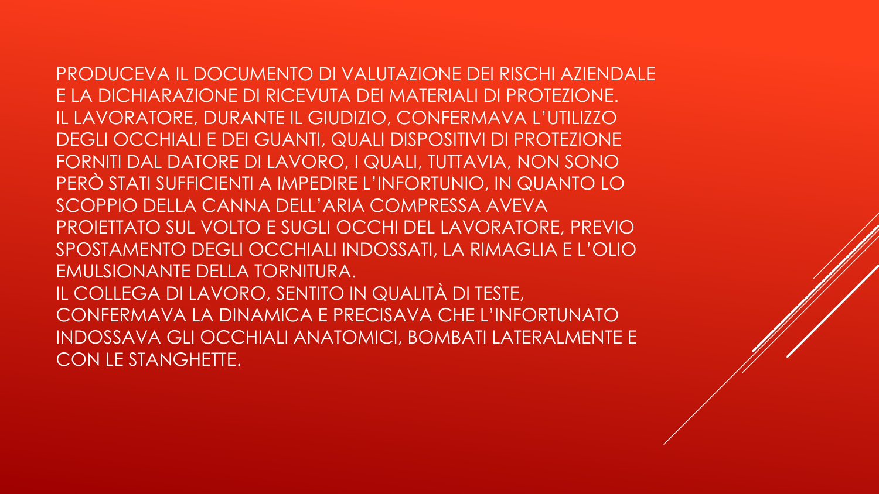PRODUCEVA IL DOCUMENTO DI VALUTAZIONE DEI RISCHI AZIENDALE E LA DICHIARAZIONE DI RICEVUTA DEI MATERIALI DI PROTEZIONE.
IL LAVORATORE, DURANTE IL GIUDIZIO, CONFERMAVA L'UTILIZZO DEGLI OCCHIALI E DEI GUANTI, QUALI DISPOSITIVI DI PROTEZIONE FORNITI DAL DATORE DI LAVORO, I QUALI, TUTTAVIA, NON SONO PERÒ STATI SUFFICIENTI A IMPEDIRE L'INFORTUNIO, IN QUANTO LO SCOPPIO DELLA CANNA DELL'ARIA COMPRESSA AVEVA PROIETTATO SUL VOLTO E SUGLI OCCHI DEL LAVORATORE, PREVIO SPOSTAMENTO DEGLI OCCHIALI INDOSSATI, LA RIMAGLIA E L'OLIO EMULSIONANTE DELLA TORNITURA.
IL COLLEGA DI LAVORO, SENTITO IN QUALITÀ DI TESTE, CONFERMAVA LA DINAMICA E PRECISAVA CHE L'INFORTUNATO INDOSSAVA GLI OCCHIALI ANATOMICI, BOMBATI LATERALMENTE E CON LE STANGHETTE.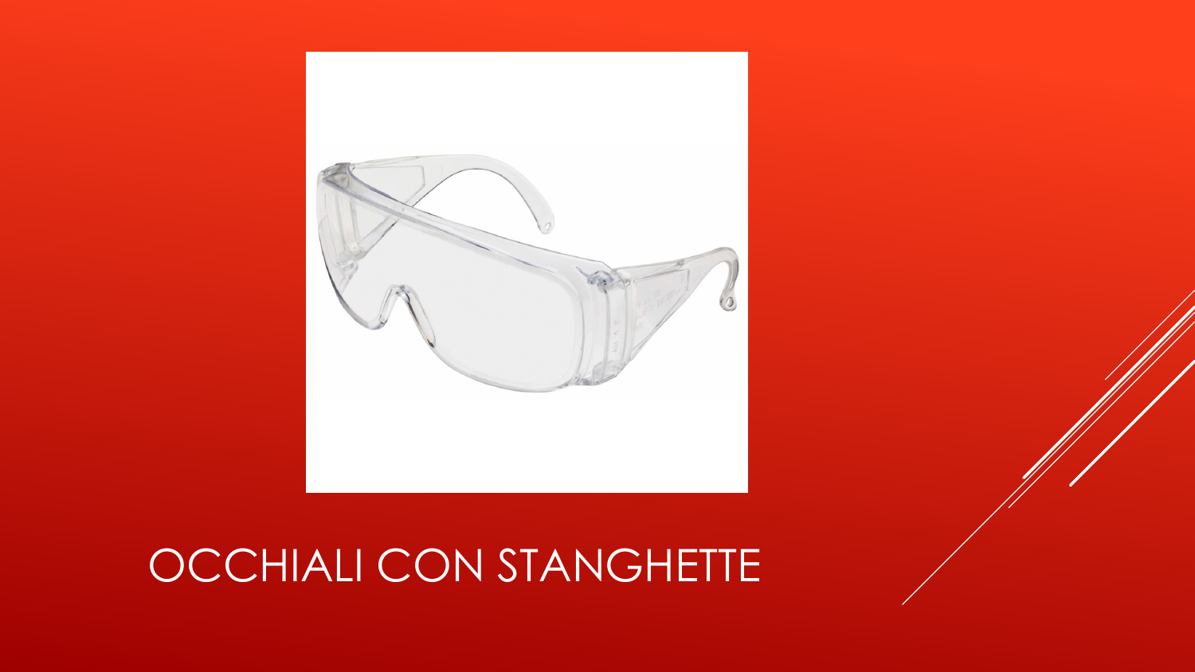# OCCHIALI CON STANGHETTE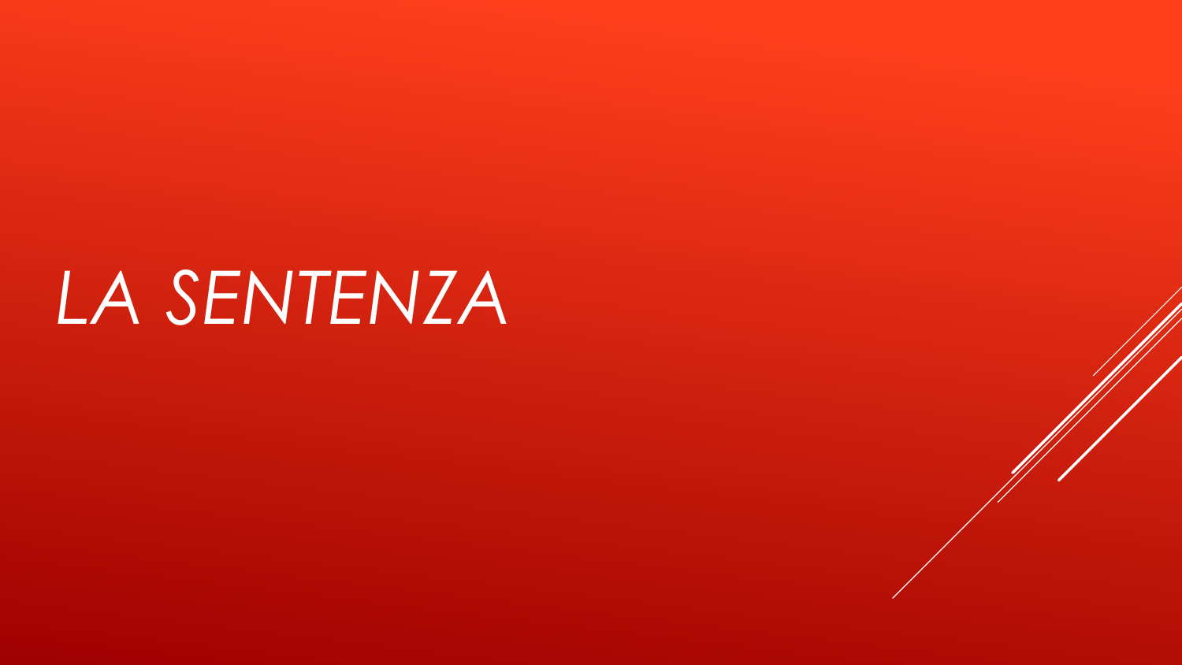# *LA SENTENZA*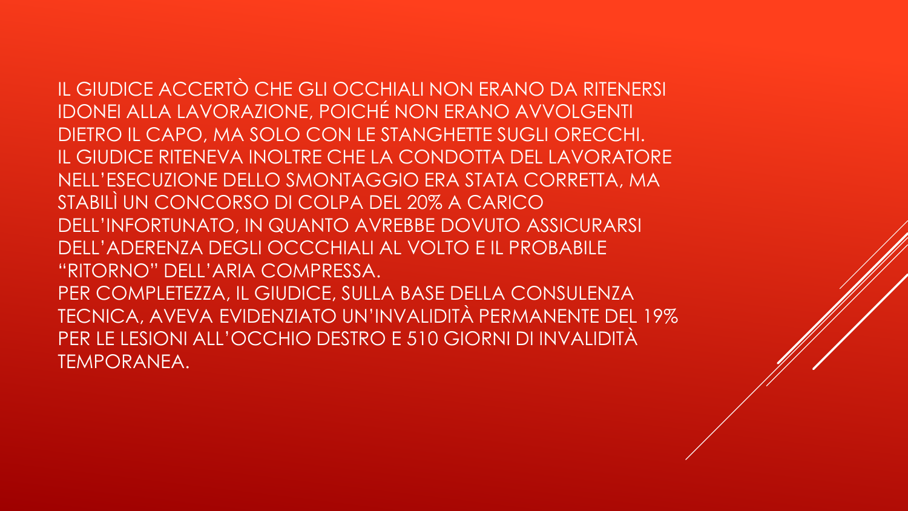IL GIUDICE ACCERTÒ CHE GLI OCCHIALI NON ERANO DA RITENERSI IDONEI ALLA LAVORAZIONE, POICHÉ NON ERANO AVVOLGENTI DIETRO IL CAPO, MA SOLO CON LE STANGHETTE SUGLI ORECCHI.
IL GIUDICE RITENEVA INOLTRE CHE LA CONDOTTA DEL LAVORATORE NELL'ESECUZIONE DELLO SMONTAGGIO ERA STATA CORRETTA, MA STABILÌ UN CONCORSO DI COLPA DEL 20% A CARICO DELL'INFORTUNATO, IN QUANTO AVREBBE DOVUTO ASSICURARSI DELL'ADERENZA DEGLI OCCCHIALI AL VOLTO E IL PROBABILE "RITORNO" DELL'ARIA COMPRESSA.
PER COMPLETEZZA, IL GIUDICE, SULLA BASE DELLA CONSULENZA TECNICA, AVEVA EVIDENZIATO UN'INVALIDITÀ PERMANENTE DEL 19% PER LE LESIONI ALL'OCCHIO DESTRO E 510 GIORNI DI INVALIDITÀ TEMPORANEA.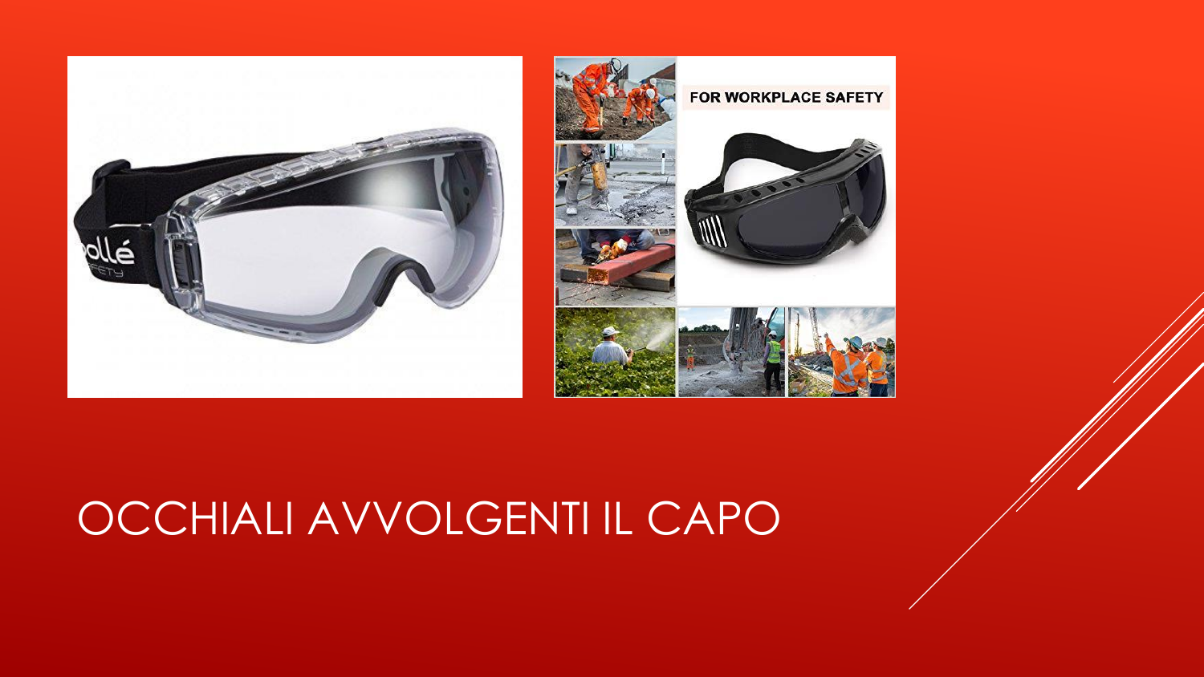# OCCHIALI AVVOLGENTI IL CAPO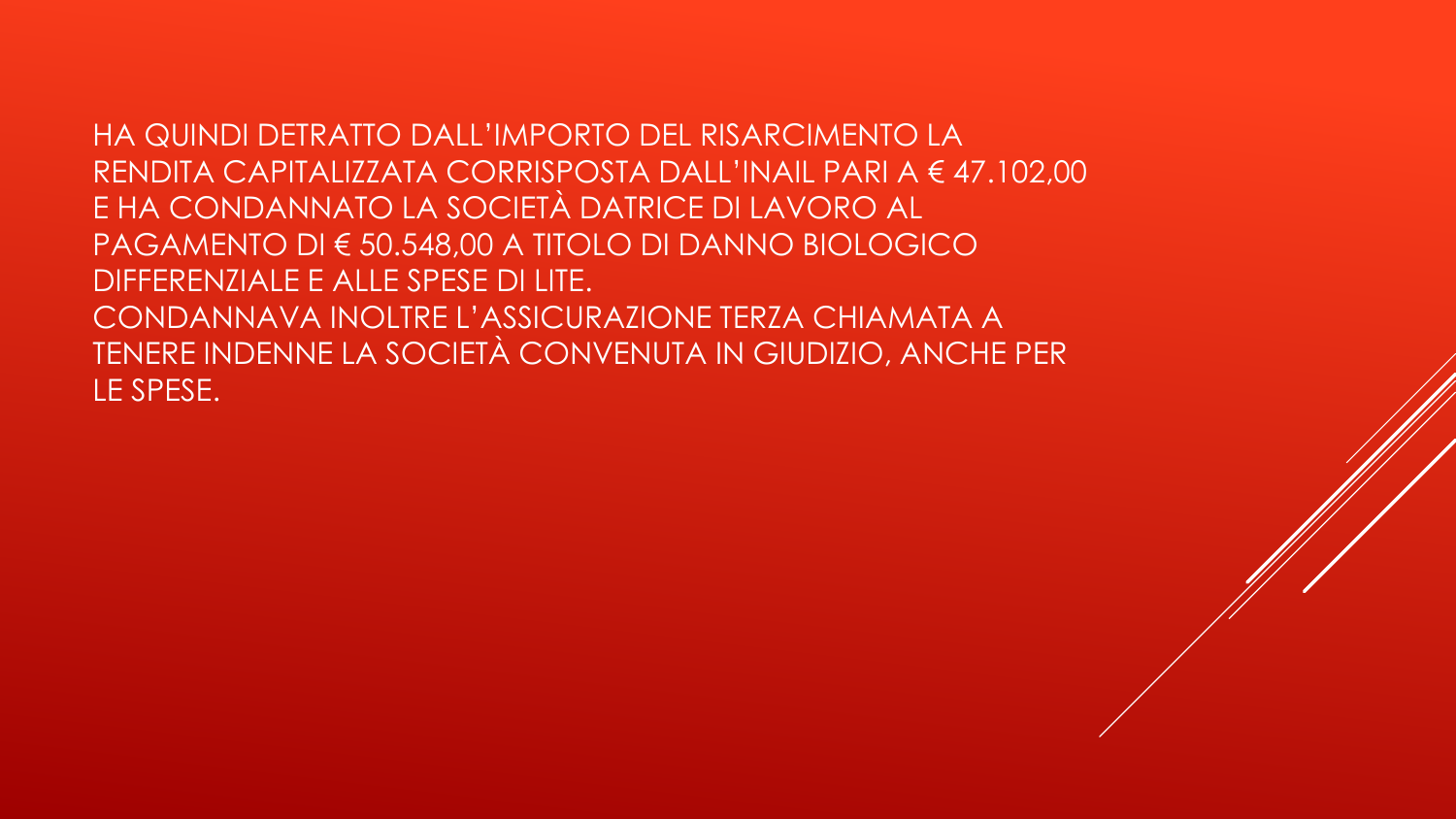HA QUINDI DETRATTO DALL'IMPORTO DEL RISARCIMENTO LA RENDITA CAPITALIZZATA CORRISPOSTA DALL'INAIL PARI A € 47.102,00 E HA CONDANNATO LA SOCIETÀ DATRICE DI LAVORO AL PAGAMENTO DI € 50.548,00 A TITOLO DI DANNO BIOLOGICO DIFFERENZIALE E ALLE SPESE DI LITE.

CONDANNAVA INOLTRE L'ASSICURAZIONE TERZA CHIAMATA A TENERE INDENNE LA SOCIETÀ CONVENUTA IN GIUDIZIO, ANCHE PER LE SPESE.